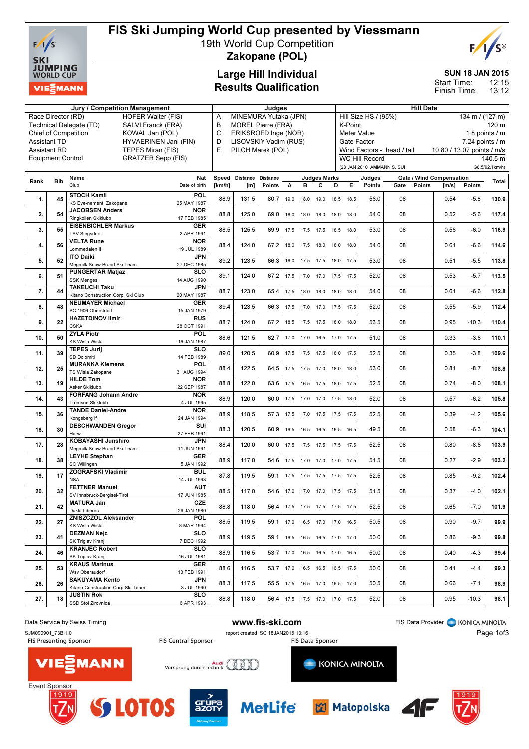# FIS Ski Jumping World Cup presented by Viessmann

19th World Cup Competition

**Zakopane (POL)**

## Large Hill Individual
## Results Qualification

**SUN 18 JAN 2015**
Start Time: 12:15
Finish Time: 13:12

| Jury / Competition Management | | Judges | | Hill Data | |
|---|---|---|---|---|---|
| Race Director (RD) | HOFER Walter (FIS) | A | MINEMURA Yutaka (JPN) | Hill Size HS / (95%) | 134 m / (127 m) |
| Technical Delegate (TD) | SALVI Franck (FRA) | B | MOREL Pierre (FRA) | K-Point | 120 m |
| Chief of Competition | KOWAL Jan (POL) | C | ERIKSROED Inge (NOR) | Meter Value | 1.8 points / m |
| Assistant TD | HYVAERINEN Jani (FIN) | D | LISOVSKIY Vadim (RUS) | Gate Factor | 7.24 points / m |
| Assistant RD | TEPES Miran (FIS) | E | PILCH Marek (POL) | Wind Factors - head / tail | 10.80 / 13.07 points / m/s |
| Equipment Control | GRATZER Sepp (FIS) | | | WC Hill Record | 140.5 m |
| | | | | (23 JAN 2010 AMMANN S. SUI | G8.5/92.1km/h) |

| Rank | Bib | Name / Club | Nat / Date of birth | Speed [km/h] | Distance [m] | Distance Points | A | B | C | D | E | Judges Points | Gate | Gate Points | Wind [m/s] | Wind Points | Total |
|---|---|---|---|---|---|---|---|---|---|---|---|---|---|---|---|---|---|
| 1. | 45 | **STOCH Kamil** KS Eve-nement Zakopane | POL 25 MAY 1987 | 88.9 | 131.5 | 80.7 | 19.0 | 18.0 | 19.0 | 18.5 | 18.5 | 56.0 | 08 | | 0.54 | -5.8 | **130.9** |
| 2. | 54 | **JACOBSEN Anders** Ringkollen Skiklubb | NOR 17 FEB 1985 | 88.8 | 125.0 | 69.0 | 18.0 | 18.0 | 18.0 | 18.0 | 18.0 | 54.0 | 08 | | 0.52 | -5.6 | **117.4** |
| 3. | 55 | **EISENBICHLER Markus** TSV Siegsdorf | GER 3 APR 1991 | 88.5 | 125.5 | 69.9 | 17.5 | 17.5 | 17.5 | 18.5 | 18.0 | 53.0 | 08 | | 0.56 | -6.0 | **116.9** |
| 4. | 56 | **VELTA Rune** Lommedalen Il | NOR 19 JUL 1989 | 88.4 | 124.0 | 67.2 | 18.0 | 17.5 | 18.0 | 18.0 | 18.0 | 54.0 | 08 | | 0.61 | -6.6 | **114.6** |
| 5. | 52 | **ITO Daiki** Megmilk Snow Brand Ski Team | JPN 27 DEC 1985 | 89.2 | 123.5 | 66.3 | 18.0 | 17.5 | 17.5 | 18.0 | 17.5 | 53.0 | 08 | | 0.51 | -5.5 | **113.8** |
| 6. | 51 | **PUNGERTAR Matjaz** SSK Menges | SLO 14 AUG 1990 | 89.1 | 124.0 | 67.2 | 17.5 | 17.0 | 17.0 | 17.5 | 17.5 | 52.0 | 08 | | 0.53 | -5.7 | **113.5** |
| 7. | 44 | **TAKEUCHI Taku** Kitano Construction Corp. Ski Club | JPN 20 MAY 1987 | 88.7 | 123.0 | 65.4 | 17.5 | 18.0 | 18.0 | 18.0 | 18.0 | 54.0 | 08 | | 0.61 | -6.6 | **112.8** |
| 8. | 48 | **NEUMAYER Michael** SC 1906 Oberstdorf | GER 15 JAN 1979 | 89.4 | 123.5 | 66.3 | 17.5 | 17.0 | 17.0 | 17.5 | 17.5 | 52.0 | 08 | | 0.55 | -5.9 | **112.4** |
| 9. | 22 | **HAZETDINOV Ilmir** CSKA | RUS 28 OCT 1991 | 88.7 | 124.0 | 67.2 | 18.5 | 17.5 | 17.5 | 18.0 | 18.0 | 53.5 | 08 | | 0.95 | -10.3 | **110.4** |
| 10. | 50 | **ZYLA Piotr** KS Wisla Wisla | POL 16 JAN 1987 | 88.6 | 121.5 | 62.7 | 17.0 | 17.0 | 16.5 | 17.0 | 17.5 | 51.0 | 08 | | 0.33 | -3.6 | **110.1** |
| 11. | 39 | **TEPES Jurij** SD Dolomiti | SLO 14 FEB 1989 | 89.0 | 120.5 | 60.9 | 17.5 | 17.5 | 17.5 | 18.0 | 17.5 | 52.5 | 08 | | 0.35 | -3.8 | **109.6** |
| 12. | 25 | **MURANKA Klemens** TS Wisla Zakopane | POL 31 AUG 1994 | 88.4 | 122.5 | 64.5 | 17.5 | 17.5 | 17.0 | 18.0 | 18.0 | 53.0 | 08 | | 0.81 | -8.7 | **108.8** |
| 13. | 19 | **HILDE Tom** Asker Skiklubb | NOR 22 SEP 1987 | 88.8 | 122.0 | 63.6 | 17.5 | 16.5 | 17.5 | 18.0 | 17.5 | 52.5 | 08 | | 0.74 | -8.0 | **108.1** |
| 14. | 43 | **FORFANG Johann Andre** Tromsoe Skiklubb | NOR 4 JUL 1995 | 88.9 | 120.0 | 60.0 | 17.5 | 17.0 | 17.0 | 17.5 | 18.0 | 52.0 | 08 | | 0.57 | -6.2 | **105.8** |
| 15. | 36 | **TANDE Daniel-Andre** Kongsberg If | NOR 24 JAN 1994 | 88.9 | 118.5 | 57.3 | 17.5 | 17.0 | 17.5 | 17.5 | 17.5 | 52.5 | 08 | | 0.39 | -4.2 | **105.6** |
| 16. | 30 | **DESCHWANDEN Gregor** Horw | SUI 27 FEB 1991 | 88.3 | 120.5 | 60.9 | 16.5 | 16.5 | 16.5 | 16.5 | 16.5 | 49.5 | 08 | | 0.58 | -6.3 | **104.1** |
| 17. | 28 | **KOBAYASHI Junshiro** Megmilk Snow Brand Ski Team | JPN 11 JUN 1991 | 88.4 | 120.0 | 60.0 | 17.5 | 17.5 | 17.5 | 17.5 | 17.5 | 52.5 | 08 | | 0.80 | -8.6 | **103.9** |
| 18. | 38 | **LEYHE Stephan** SC Willingen | GER 5 JAN 1992 | 88.9 | 117.0 | 54.6 | 17.5 | 17.0 | 17.0 | 17.0 | 17.5 | 51.5 | 08 | | 0.27 | -2.9 | **103.2** |
| 19. | 17 | **ZOGRAFSKI Vladimir** NSA | BUL 14 JUL 1993 | 87.8 | 119.5 | 59.1 | 17.5 | 17.5 | 17.5 | 17.5 | 17.5 | 52.5 | 08 | | 0.85 | -9.2 | **102.4** |
| 20. | 32 | **FETTNER Manuel** SV Innsbruck-Bergisel-Tirol | AUT 17 JUN 1985 | 88.5 | 117.0 | 54.6 | 17.0 | 17.0 | 17.0 | 17.5 | 17.5 | 51.5 | 08 | | 0.37 | -4.0 | **102.1** |
| 21. | 42 | **MATURA Jan** Dukla Liberec | CZE 29 JAN 1980 | 88.8 | 118.0 | 56.4 | 17.5 | 17.5 | 17.5 | 17.5 | 17.5 | 52.5 | 08 | | 0.65 | -7.0 | **101.9** |
| 22. | 27 | **ZNISZCZOL Aleksander** KS Wisla Wisla | POL 8 MAR 1994 | 88.5 | 119.5 | 59.1 | 17.0 | 16.5 | 17.0 | 17.0 | 16.5 | 50.5 | 08 | | 0.90 | -9.7 | **99.9** |
| 23. | 41 | **DEZMAN Nejc** SK Triglav Kranj | SLO 7 DEC 1992 | 88.9 | 119.5 | 59.1 | 16.5 | 16.5 | 16.5 | 17.0 | 17.0 | 50.0 | 08 | | 0.86 | -9.3 | **99.8** |
| 24. | 46 | **KRANJEC Robert** SK Triglav Kranj | SLO 16 JUL 1981 | 88.9 | 116.5 | 53.7 | 17.0 | 16.5 | 16.5 | 17.0 | 16.5 | 50.0 | 08 | | 0.40 | -4.3 | **99.4** |
| 25. | 53 | **KRAUS Marinus** Wsv Oberaudorf | GER 13 FEB 1991 | 88.6 | 116.5 | 53.7 | 17.0 | 16.5 | 16.5 | 16.5 | 17.5 | 50.0 | 08 | | 0.41 | -4.4 | **99.3** |
| 26. | 26 | **SAKUYAMA Kento** Kitano Construction Corp.Ski Team | JPN 3 JUL 1990 | 88.3 | 117.5 | 55.5 | 17.5 | 16.5 | 17.0 | 16.5 | 17.0 | 50.5 | 08 | | 0.66 | -7.1 | **98.9** |
| 27. | 18 | **JUSTIN Rok** SSD Stol Zirovnica | SLO 6 APR 1993 | 88.8 | 118.0 | 56.4 | 17.5 | 17.5 | 17.0 | 17.0 | 17.5 | 52.0 | 08 | | 0.95 | -10.3 | **98.1** |

Data Service by Swiss Timing — www.fis-ski.com — FIS Data Provider KONICA MINOLTA

SJM090901_73B 1.0 — report created SO 18JAN2015 13:16

FIS Presenting Sponsor: VIESSMANN — FIS Central Sponsor: Audi Vorsprung durch Technik — FIS Data Sponsor: KONICA MINOLTA

Event Sponsor: TZN 1919, LOTOS, Grupa Azoty, MetLife, Małopolska, 4F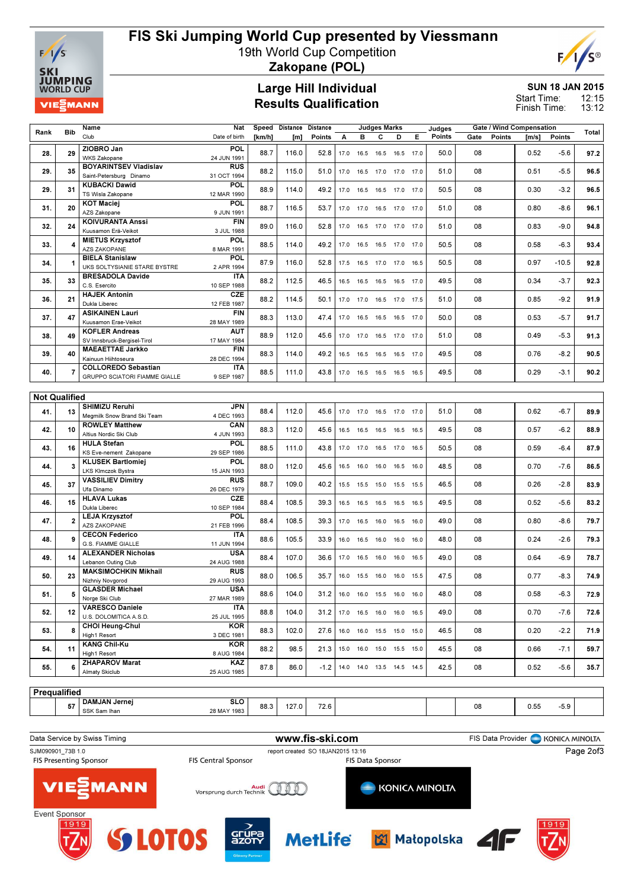# FIS Ski Jumping World Cup presented by Viessmann

19th World Cup Competition

**Zakopane (POL)**

## Large Hill Individual
## Results Qualification

SUN 18 JAN 2015

Start Time: 12:15

Finish Time: 13:12

| Rank | Bib | Name / Club | Nat / Date of birth | Speed [km/h] | Distance [m] | Distance Points | A | B | C | D | E | Judges Points | Gate | Gate Points | Wind [m/s] | Wind Points | Total |
|---|---|---|---|---|---|---|---|---|---|---|---|---|---|---|---|---|---|
| 28. | 29 | ZIOBRO Jan / WKS Zakopane | POL / 24 JUN 1991 | 88.7 | 116.0 | 52.8 | 17.0 | 16.5 | 16.5 | 16.5 | 17.0 | 50.0 | 08 | | 0.52 | -5.6 | 97.2 |
| 29. | 35 | BOYARINTSEV Vladislav / Saint-Petersburg Dinamo | RUS / 31 OCT 1994 | 88.2 | 115.0 | 51.0 | 17.0 | 16.5 | 17.0 | 17.0 | 17.0 | 51.0 | 08 | | 0.51 | -5.5 | 96.5 |
| 29. | 31 | KUBACKI Dawid / TS Wisla Zakopane | POL / 12 MAR 1990 | 88.9 | 114.0 | 49.2 | 17.0 | 16.5 | 16.5 | 17.0 | 17.0 | 50.5 | 08 | | 0.30 | -3.2 | 96.5 |
| 31. | 20 | KOT Maciej / AZS Zakopane | POL / 9 JUN 1991 | 88.7 | 116.5 | 53.7 | 17.0 | 17.0 | 16.5 | 17.0 | 17.0 | 51.0 | 08 | | 0.80 | -8.6 | 96.1 |
| 32. | 24 | KOIVURANTA Anssi / Kuusamon Erä-Veikot | FIN / 3 JUL 1988 | 89.0 | 116.0 | 52.8 | 17.0 | 16.5 | 17.0 | 17.0 | 17.0 | 51.0 | 08 | | 0.83 | -9.0 | 94.8 |
| 33. | 4 | MIETUS Krzysztof / AZS ZAKOPANE | POL / 8 MAR 1991 | 88.5 | 114.0 | 49.2 | 17.0 | 16.5 | 16.5 | 17.0 | 17.0 | 50.5 | 08 | | 0.58 | -6.3 | 93.4 |
| 34. | 1 | BIELA Stanislaw / UKS SOLTYSIANIE STARE BYSTRE | POL / 2 APR 1994 | 87.9 | 116.0 | 52.8 | 17.5 | 16.5 | 17.0 | 17.0 | 16.5 | 50.5 | 08 | | 0.97 | -10.5 | 92.8 |
| 35. | 33 | BRESADOLA Davide / C.S. Esercito | ITA / 10 SEP 1988 | 88.2 | 112.5 | 46.5 | 16.5 | 16.5 | 16.5 | 16.5 | 17.0 | 49.5 | 08 | | 0.34 | -3.7 | 92.3 |
| 36. | 21 | HAJEK Antonin / Dukla Liberec | CZE / 12 FEB 1987 | 88.2 | 114.5 | 50.1 | 17.0 | 17.0 | 16.5 | 17.0 | 17.5 | 51.0 | 08 | | 0.85 | -9.2 | 91.9 |
| 37. | 47 | ASIKAINEN Lauri / Kuusamon Erae-Veikot | FIN / 28 MAY 1989 | 88.3 | 113.0 | 47.4 | 17.0 | 16.5 | 16.5 | 16.5 | 17.0 | 50.0 | 08 | | 0.53 | -5.7 | 91.7 |
| 38. | 49 | KOFLER Andreas / SV Innsbruck-Bergisel-Tirol | AUT / 17 MAY 1984 | 88.9 | 112.0 | 45.6 | 17.0 | 17.0 | 16.5 | 17.0 | 17.0 | 51.0 | 08 | | 0.49 | -5.3 | 91.3 |
| 39. | 40 | MAEAETTAE Jarkko / Kainuun Hiihtoseura | FIN / 28 DEC 1994 | 88.3 | 114.0 | 49.2 | 16.5 | 16.5 | 16.5 | 16.5 | 17.0 | 49.5 | 08 | | 0.76 | -8.2 | 90.5 |
| 40. | 7 | COLLOREDO Sebastian / GRUPPO SCIATORI FIAMME GIALLE | ITA / 9 SEP 1987 | 88.5 | 111.0 | 43.8 | 17.0 | 16.5 | 16.5 | 16.5 | 16.5 | 49.5 | 08 | | 0.29 | -3.1 | 90.2 |

### Not Qualified

| Rank | Bib | Name / Club | Nat / Date of birth | Speed [km/h] | Distance [m] | Distance Points | A | B | C | D | E | Judges Points | Gate | Gate Points | Wind [m/s] | Wind Points | Total |
|---|---|---|---|---|---|---|---|---|---|---|---|---|---|---|---|---|---|
| 41. | 13 | SHIMIZU Reruhi / Megmilk Snow Brand Ski Team | JPN / 4 DEC 1993 | 88.4 | 112.0 | 45.6 | 17.0 | 17.0 | 16.5 | 17.0 | 17.0 | 51.0 | 08 | | 0.62 | -6.7 | 89.9 |
| 42. | 10 | ROWLEY Matthew / Altius Nordic Ski Club | CAN / 4 JUN 1993 | 88.3 | 112.0 | 45.6 | 16.5 | 16.5 | 16.5 | 16.5 | 16.5 | 49.5 | 08 | | 0.57 | -6.2 | 88.9 |
| 43. | 16 | HULA Stefan / KS Eve-nement Zakopane | POL / 29 SEP 1986 | 88.5 | 111.0 | 43.8 | 17.0 | 17.0 | 16.5 | 17.0 | 16.5 | 50.5 | 08 | | 0.59 | -6.4 | 87.9 |
| 44. | 3 | KLUSEK Bartlomiej / LKS Klmczok Bystra | POL / 15 JAN 1993 | 88.0 | 112.0 | 45.6 | 16.5 | 16.0 | 16.0 | 16.5 | 16.0 | 48.5 | 08 | | 0.70 | -7.6 | 86.5 |
| 45. | 37 | VASSILIEV Dimitry / Ufa Dinamo | RUS / 26 DEC 1979 | 88.7 | 109.0 | 40.2 | 15.5 | 15.5 | 15.0 | 15.5 | 15.5 | 46.5 | 08 | | 0.26 | -2.8 | 83.9 |
| 46. | 15 | HLAVA Lukas / Dukla Liberec | CZE / 10 SEP 1984 | 88.4 | 108.5 | 39.3 | 16.5 | 16.5 | 16.5 | 16.5 | 16.5 | 49.5 | 08 | | 0.52 | -5.6 | 83.2 |
| 47. | 2 | LEJA Krzysztof / AZS ZAKOPANE | POL / 21 FEB 1996 | 88.4 | 108.5 | 39.3 | 17.0 | 16.5 | 16.0 | 16.5 | 16.0 | 49.0 | 08 | | 0.80 | -8.6 | 79.7 |
| 48. | 9 | CECON Federico / G.S. FIAMME GIALLE | ITA / 11 JUN 1994 | 88.6 | 105.5 | 33.9 | 16.0 | 16.5 | 16.0 | 16.0 | 16.0 | 48.0 | 08 | | 0.24 | -2.6 | 79.3 |
| 49. | 14 | ALEXANDER Nicholas / Lebanon Outing Club | USA / 24 AUG 1988 | 88.4 | 107.0 | 36.6 | 17.0 | 16.5 | 16.0 | 16.0 | 16.5 | 49.0 | 08 | | 0.64 | -6.9 | 78.7 |
| 50. | 23 | MAKSIMOCHKIN Mikhail / Nizhniy Novgorod | RUS / 29 AUG 1993 | 88.0 | 106.5 | 35.7 | 16.0 | 15.5 | 16.0 | 16.0 | 15.5 | 47.5 | 08 | | 0.77 | -8.3 | 74.9 |
| 51. | 5 | GLASDER Michael / Norge Ski Club | USA / 27 MAR 1989 | 88.6 | 104.0 | 31.2 | 16.0 | 16.0 | 15.5 | 16.0 | 16.0 | 48.0 | 08 | | 0.58 | -6.3 | 72.9 |
| 52. | 12 | VARESCO Daniele / U.S. DOLOMITICA A.S.D. | ITA / 25 JUL 1995 | 88.8 | 104.0 | 31.2 | 17.0 | 16.5 | 16.0 | 16.0 | 16.5 | 49.0 | 08 | | 0.70 | -7.6 | 72.6 |
| 53. | 8 | CHOI Heung-Chul / High1 Resort | KOR / 3 DEC 1981 | 88.3 | 102.0 | 27.6 | 16.0 | 16.0 | 15.5 | 15.0 | 15.0 | 46.5 | 08 | | 0.20 | -2.2 | 71.9 |
| 54. | 11 | KANG Chil-Ku / High1 Resort | KOR / 8 AUG 1984 | 88.2 | 98.5 | 21.3 | 15.0 | 16.0 | 15.0 | 15.5 | 15.0 | 45.5 | 08 | | 0.66 | -7.1 | 59.7 |
| 55. | 6 | ZHAPAROV Marat / Almaty Skiclub | KAZ / 25 AUG 1985 | 87.8 | 86.0 | -1.2 | 14.0 | 14.0 | 13.5 | 14.5 | 14.5 | 42.5 | 08 | | 0.52 | -5.6 | 35.7 |

### Prequalified

| Rank | Bib | Name / Club | Nat / Date of birth | Speed [km/h] | Distance [m] | Distance Points | A | B | C | D | E | Judges Points | Gate | Gate Points | Wind [m/s] | Wind Points | Total |
|---|---|---|---|---|---|---|---|---|---|---|---|---|---|---|---|---|---|
| | 57 | DAMJAN Jernej / SSK Sam Ihan | SLO / 28 MAY 1983 | 88.3 | 127.0 | 72.6 | | | | | | | 08 | | 0.55 | -5.9 | |

Data Service by Swiss Timing | www.fis-ski.com | FIS Data Provider KONICA MINOLTA

SJM090901_73B 1.0 | report created SO 18JAN2015 13:16

FIS Presenting Sponsor: VIESSMANN | FIS Central Sponsor: Audi Vorsprung durch Technik | FIS Data Sponsor: KONICA MINOLTA

Event Sponsor: TZN 1919, LOTOS, grupa azoty, MetLife, Małopolska, 4F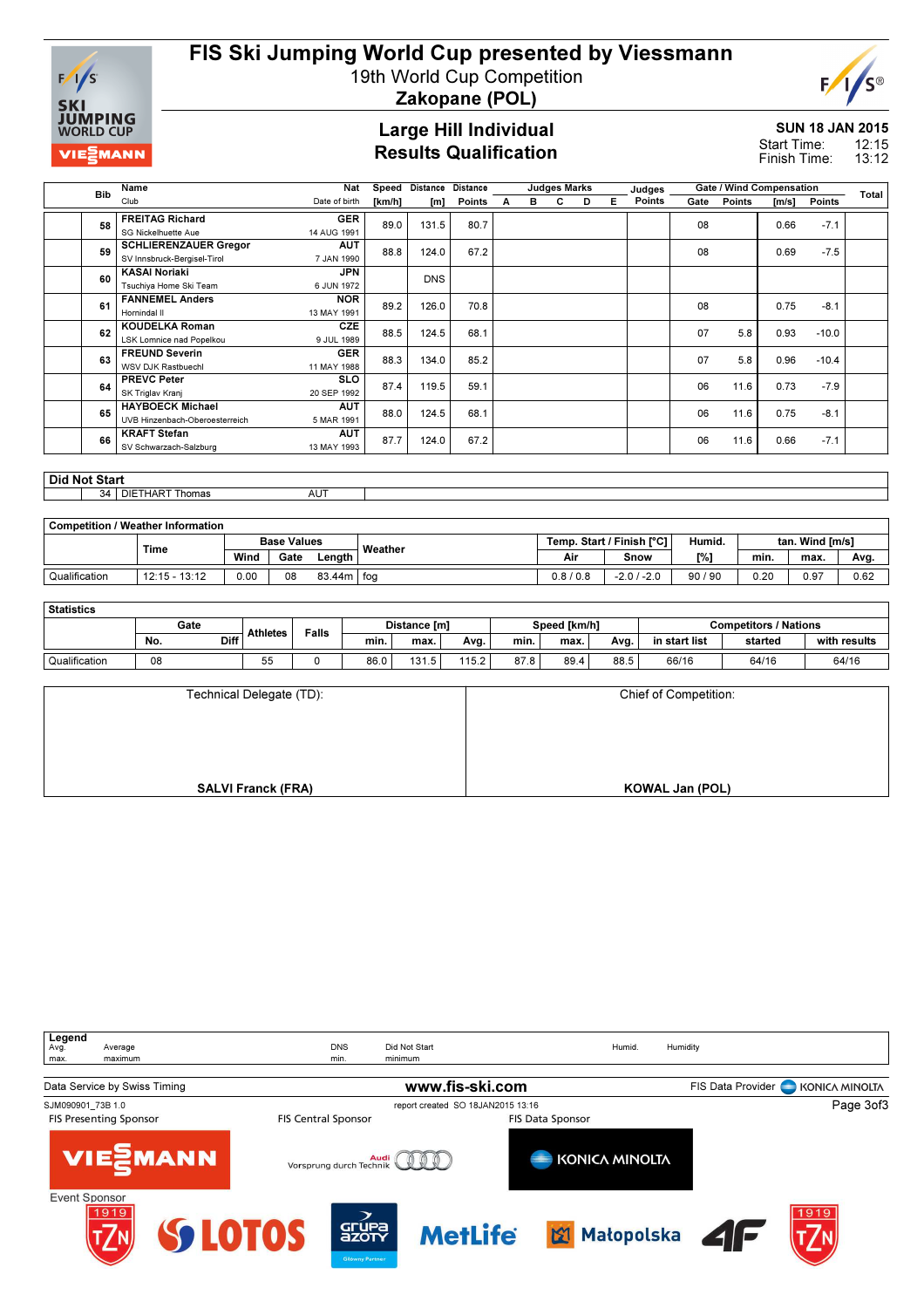# FIS Ski Jumping World Cup presented by Viessmann

19th World Cup Competition

**Zakopane (POL)**

## Large Hill Individual
## Results Qualification

**SUN 18 JAN 2015**
Start Time: 12:15
Finish Time: 13:12

| Bib | Name / Club | Nat / Date of birth | Speed [km/h] | Distance [m] | Distance Points | A | B | C | D | E | Judges Points | Gate | Gate Points | Wind [m/s] | Wind Points | Total |
|---|---|---|---|---|---|---|---|---|---|---|---|---|---|---|---|---|
| 58 | FREITAG Richard / SG Nickelhuette Aue | GER / 14 AUG 1991 | 89.0 | 131.5 | 80.7 | | | | | | | 08 | | 0.66 | -7.1 | |
| 59 | SCHLIERENZAUER Gregor / SV Innsbruck-Bergisel-Tirol | AUT / 7 JAN 1990 | 88.8 | 124.0 | 67.2 | | | | | | | 08 | | 0.69 | -7.5 | |
| 60 | KASAI Noriaki / Tsuchiya Home Ski Team | JPN / 6 JUN 1972 | | DNS | | | | | | | | | | | | |
| 61 | FANNEMEL Anders / Hornindal Il | NOR / 13 MAY 1991 | 89.2 | 126.0 | 70.8 | | | | | | | 08 | | 0.75 | -8.1 | |
| 62 | KOUDELKA Roman / LSK Lomnice nad Popelkou | CZE / 9 JUL 1989 | 88.5 | 124.5 | 68.1 | | | | | | | 07 | 5.8 | 0.93 | -10.0 | |
| 63 | FREUND Severin / WSV DJK Rastbuechl | GER / 11 MAY 1988 | 88.3 | 134.0 | 85.2 | | | | | | | 07 | 5.8 | 0.96 | -10.4 | |
| 64 | PREVC Peter / SK Triglav Kranj | SLO / 20 SEP 1992 | 87.4 | 119.5 | 59.1 | | | | | | | 06 | 11.6 | 0.73 | -7.9 | |
| 65 | HAYBOECK Michael / UVB Hinzenbach-Oberoesterreich | AUT / 5 MAR 1991 | 88.0 | 124.5 | 68.1 | | | | | | | 06 | 11.6 | 0.75 | -8.1 | |
| 66 | KRAFT Stefan / SV Schwarzach-Salzburg | AUT / 13 MAY 1993 | 87.7 | 124.0 | 67.2 | | | | | | | 06 | 11.6 | 0.66 | -7.1 | |

### Did Not Start

| Bib | Name | Nat |
|---|---|---|
| 34 | DIETHART Thomas | AUT |

### Competition / Weather Information

| | Time | Base Values Wind | Base Values Gate | Base Values Length | Weather | Temp. Start / Finish [°C] Air | Temp. Start / Finish [°C] Snow | Humid. [%] | tan. Wind [m/s] min. | tan. Wind [m/s] max. | tan. Wind [m/s] Avg. |
|---|---|---|---|---|---|---|---|---|---|---|---|
| Qualification | 12:15 - 13:12 | 0.00 | 08 | 83.44m | fog | 0.8 / 0.8 | -2.0 / -2.0 | 90 / 90 | 0.20 | 0.97 | 0.62 |

### Statistics

| | Gate No. | Gate Diff | Athletes | Falls | Distance [m] min. | Distance [m] max. | Distance [m] Avg. | Speed [km/h] min. | Speed [km/h] max. | Speed [km/h] Avg. | Competitors / Nations in start list | Competitors / Nations started | Competitors / Nations with results |
|---|---|---|---|---|---|---|---|---|---|---|---|---|---|
| Qualification | 08 | | 55 | 0 | 86.0 | 131.5 | 115.2 | 87.8 | 89.4 | 88.5 | 66/16 | 64/16 | 64/16 |

| Technical Delegate (TD): | Chief of Competition: |
|---|---|
| **SALVI Franck (FRA)** | **KOWAL Jan (POL)** |

**Legend**

| | | | | | |
|---|---|---|---|---|---|
| Avg. | Average | DNS | Did Not Start | Humid. | Humidity |
| max. | maximum | min. | minimum | | |

Data Service by Swiss Timing — www.fis-ski.com — FIS Data Provider KONICA MINOLTA

SJM090901_73B 1.0 — report created SO 18JAN2015 13:16

FIS Presenting Sponsor: VIESSMANN — FIS Central Sponsor: Audi Vorsprung durch Technik — FIS Data Sponsor: KONICA MINOLTA

Event Sponsor: TZN 1919, LOTOS, Grupa Azoty, MetLife, Małopolska, 4F